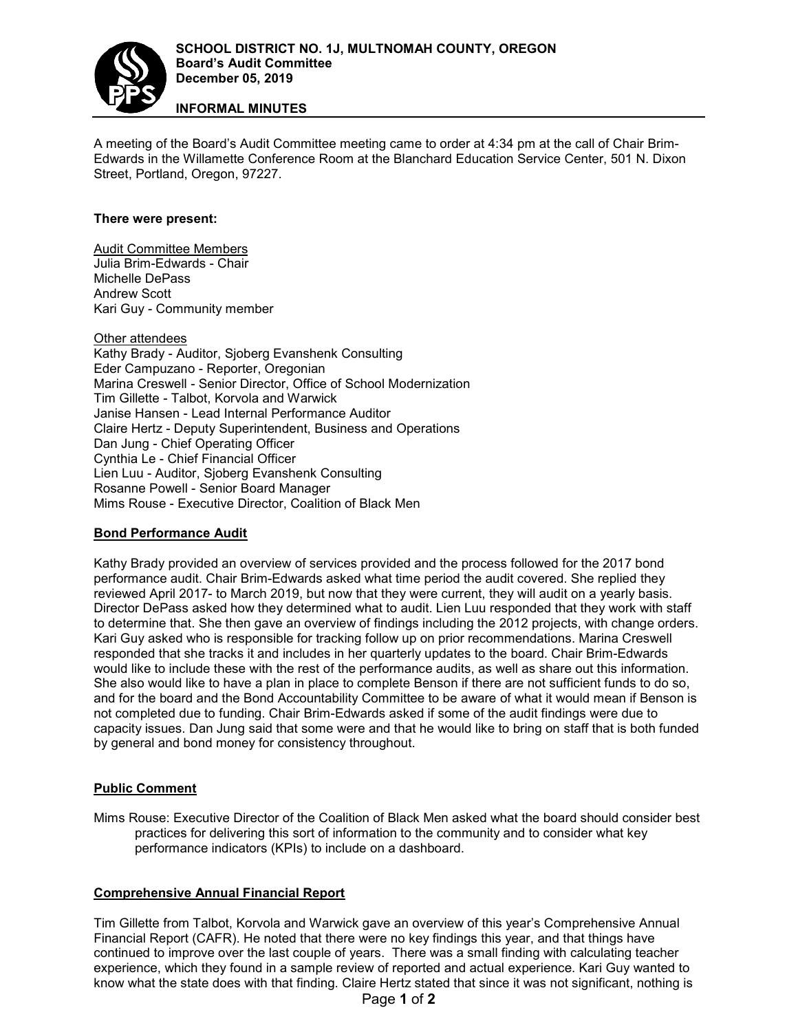**SCHOOL DISTRICT NO. 1J, MULTNOMAH COUNTY, OREGON**
**Board's Audit Committee**
**December 05, 2019**

**INFORMAL MINUTES**

A meeting of the Board's Audit Committee meeting came to order at 4:34 pm at the call of Chair Brim-Edwards in the Willamette Conference Room at the Blanchard Education Service Center, 501 N. Dixon Street, Portland, Oregon, 97227.

**There were present:**

Audit Committee Members
Julia Brim-Edwards - Chair
Michelle DePass
Andrew Scott
Kari Guy - Community member

Other attendees
Kathy Brady - Auditor, Sjoberg Evanshenk Consulting
Eder Campuzano - Reporter, Oregonian
Marina Creswell - Senior Director, Office of School Modernization
Tim Gillette - Talbot, Korvola and Warwick
Janise Hansen - Lead Internal Performance Auditor
Claire Hertz - Deputy Superintendent, Business and Operations
Dan Jung - Chief Operating Officer
Cynthia Le - Chief Financial Officer
Lien Luu - Auditor, Sjoberg Evanshenk Consulting
Rosanne Powell - Senior Board Manager
Mims Rouse - Executive Director, Coalition of Black Men

**Bond Performance Audit**

Kathy Brady provided an overview of services provided and the process followed for the 2017 bond performance audit. Chair Brim-Edwards asked what time period the audit covered. She replied they reviewed April 2017- to March 2019, but now that they were current, they will audit on a yearly basis. Director DePass asked how they determined what to audit. Lien Luu responded that they work with staff to determine that. She then gave an overview of findings including the 2012 projects, with change orders. Kari Guy asked who is responsible for tracking follow up on prior recommendations. Marina Creswell responded that she tracks it and includes in her quarterly updates to the board. Chair Brim-Edwards would like to include these with the rest of the performance audits, as well as share out this information. She also would like to have a plan in place to complete Benson if there are not sufficient funds to do so, and for the board and the Bond Accountability Committee to be aware of what it would mean if Benson is not completed due to funding. Chair Brim-Edwards asked if some of the audit findings were due to capacity issues. Dan Jung said that some were and that he would like to bring on staff that is both funded by general and bond money for consistency throughout.

**Public Comment**

Mims Rouse: Executive Director of the Coalition of Black Men asked what the board should consider best practices for delivering this sort of information to the community and to consider what key performance indicators (KPIs) to include on a dashboard.

**Comprehensive Annual Financial Report**

Tim Gillette from Talbot, Korvola and Warwick gave an overview of this year's Comprehensive Annual Financial Report (CAFR). He noted that there were no key findings this year, and that things have continued to improve over the last couple of years. There was a small finding with calculating teacher experience, which they found in a sample review of reported and actual experience. Kari Guy wanted to know what the state does with that finding. Claire Hertz stated that since it was not significant, nothing is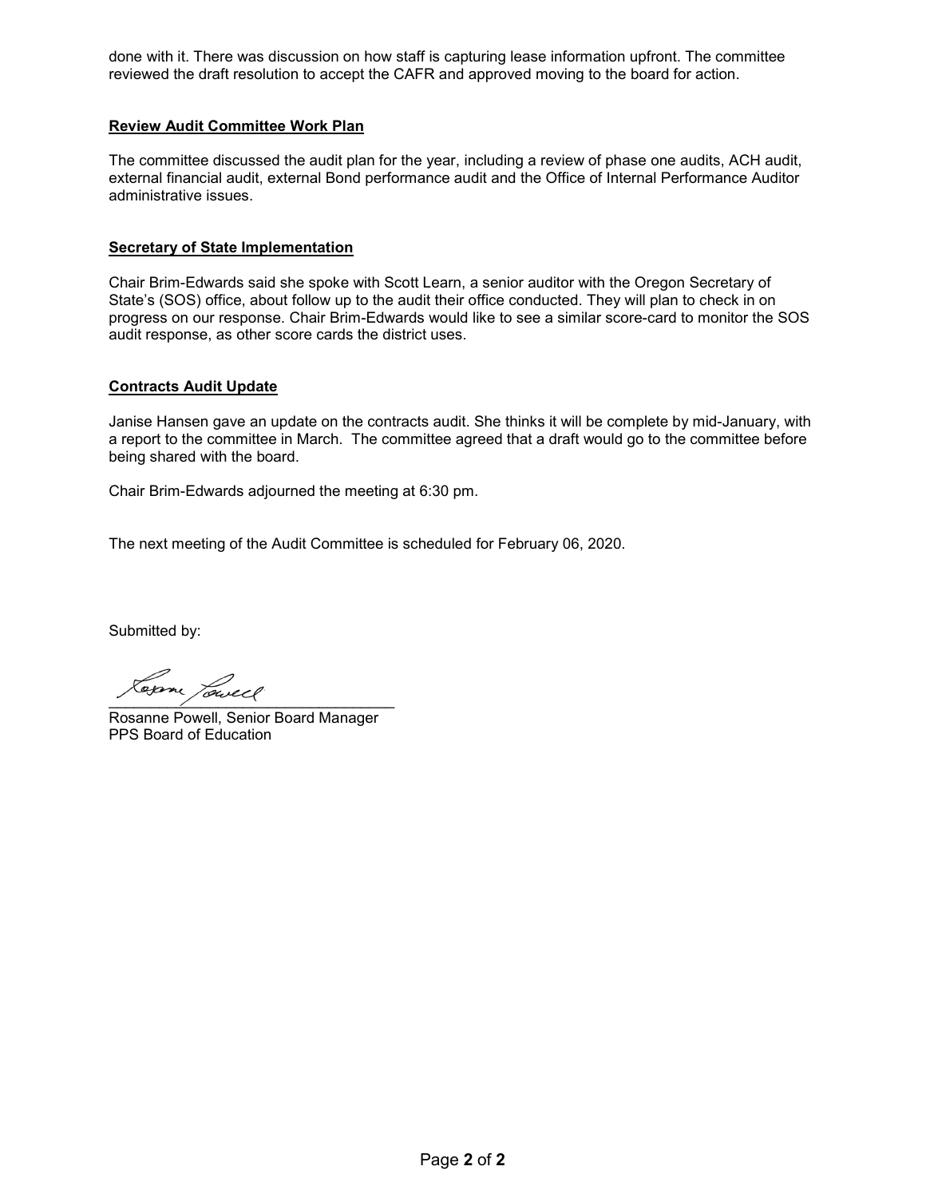done with it. There was discussion on how staff is capturing lease information upfront. The committee reviewed the draft resolution to accept the CAFR and approved moving to the board for action.

**Review Audit Committee Work Plan**

The committee discussed the audit plan for the year, including a review of phase one audits, ACH audit, external financial audit, external Bond performance audit and the Office of Internal Performance Auditor administrative issues.

**Secretary of State Implementation**

Chair Brim-Edwards said she spoke with Scott Learn, a senior auditor with the Oregon Secretary of State's (SOS) office, about follow up to the audit their office conducted. They will plan to check in on progress on our response. Chair Brim-Edwards would like to see a similar score-card to monitor the SOS audit response, as other score cards the district uses.

**Contracts Audit Update**

Janise Hansen gave an update on the contracts audit. She thinks it will be complete by mid-January, with a report to the committee in March. The committee agreed that a draft would go to the committee before being shared with the board.

Chair Brim-Edwards adjourned the meeting at 6:30 pm.

The next meeting of the Audit Committee is scheduled for February 06, 2020.

Submitted by:

Rosanne Powell, Senior Board Manager
PPS Board of Education